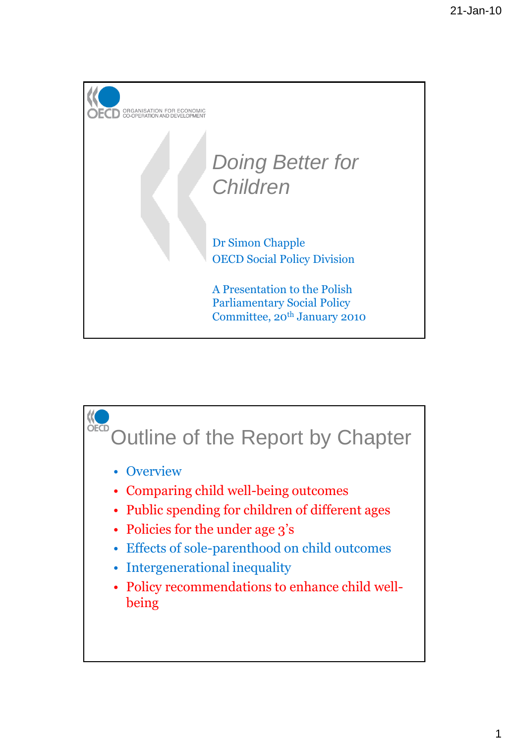ORGANISATION FOR ECONOMIC CO-OPERATION AND DEVELOPMENT

# *Doing Better for Children*

Dr Simon Chapple
OECD Social Policy Division

A Presentation to the Polish Parliamentary Social Policy Committee, 20th January 2010

## Outline of the Report by Chapter

- Overview
- Comparing child well-being outcomes
- Public spending for children of different ages
- Policies for the under age 3's
- Effects of sole-parenthood on child outcomes
- Intergenerational inequality
- Policy recommendations to enhance child well-being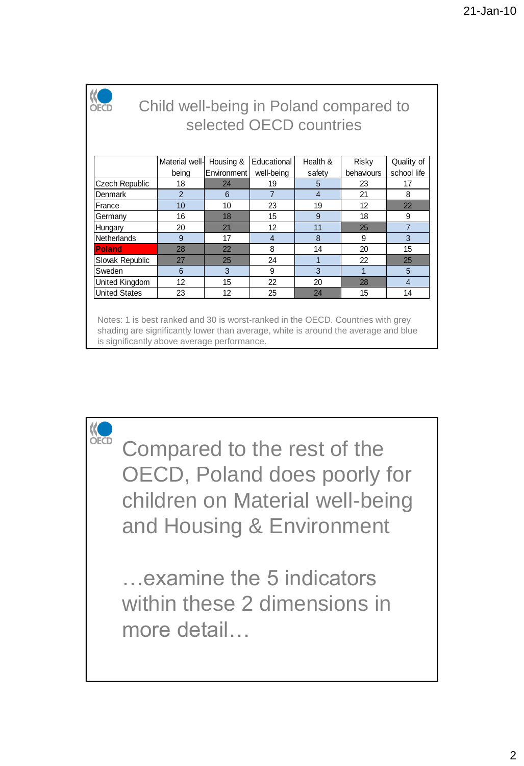## Child well-being in Poland compared to selected OECD countries

| | Material well-being | Housing & Environment | Educational well-being | Health & safety | Risky behaviours | Quality of school life |
|---|---|---|---|---|---|---|
| Czech Republic | 18 | 24 | 19 | 5 | 23 | 17 |
| Denmark | 2 | 6 | 7 | 4 | 21 | 8 |
| France | 10 | 10 | 23 | 19 | 12 | 22 |
| Germany | 16 | 18 | 15 | 9 | 18 | 9 |
| Hungary | 20 | 21 | 12 | 11 | 25 | 7 |
| Netherlands | 9 | 17 | 4 | 8 | 9 | 3 |
| **Poland** | 28 | 22 | 8 | 14 | 20 | 15 |
| Slovak Republic | 27 | 25 | 24 | 1 | 22 | 25 |
| Sweden | 6 | 3 | 9 | 3 | 1 | 5 |
| United Kingdom | 12 | 15 | 22 | 20 | 28 | 4 |
| United States | 23 | 12 | 25 | 24 | 15 | 14 |

Notes: 1 is best ranked and 30 is worst-ranked in the OECD. Countries with grey shading are significantly lower than average, white is around the average and blue is significantly above average performance.

## Compared to the rest of the OECD, Poland does poorly for children on Material well-being and Housing & Environment

…examine the 5 indicators within these 2 dimensions in more detail…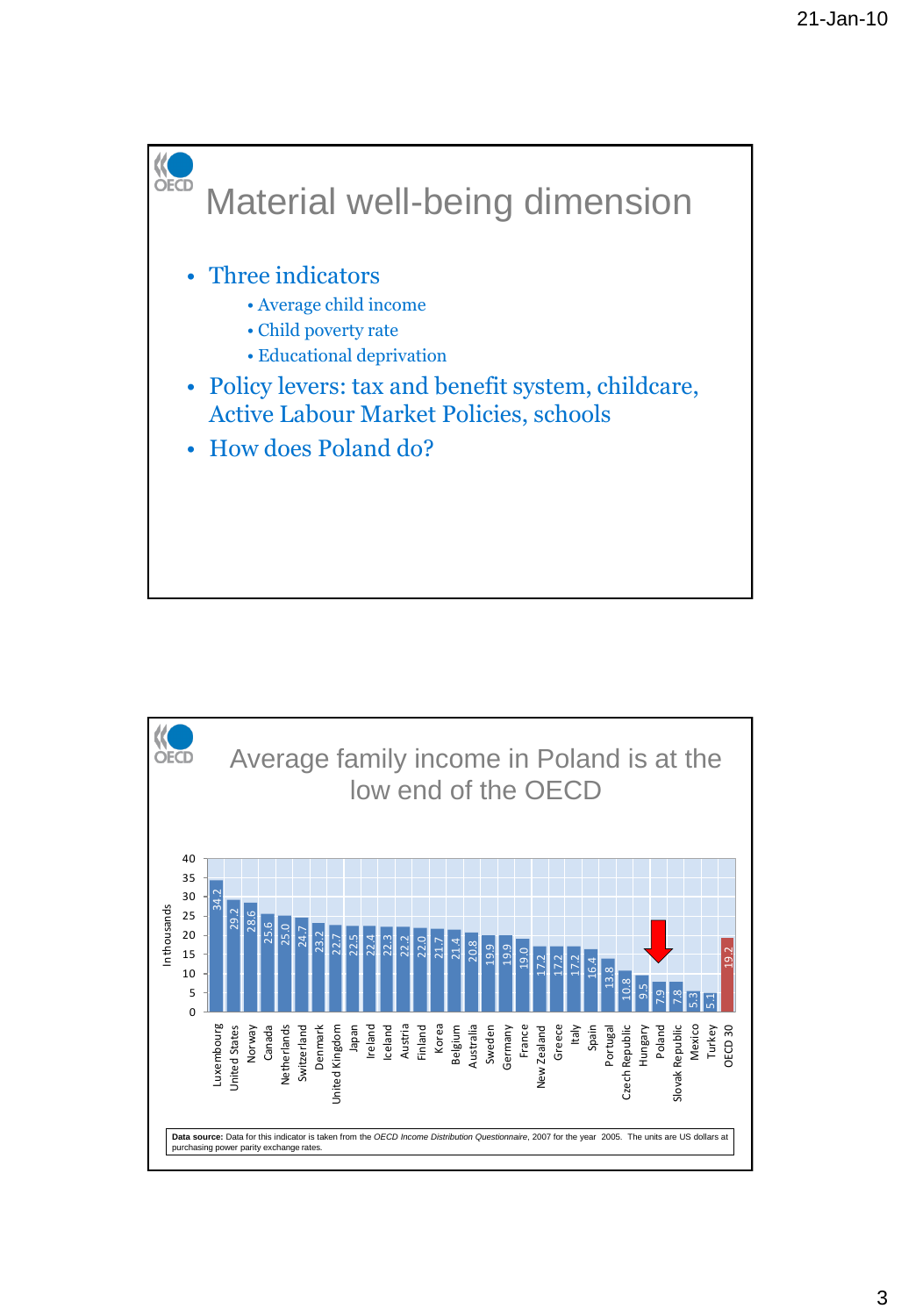# Material well-being dimension

- Three indicators
  - Average child income
  - Child poverty rate
  - Educational deprivation
- Policy levers: tax and benefit system, childcare, Active Labour Market Policies, schools
- How does Poland do?

# Average family income in Poland is at the low end of the OECD

In thousands

| Country | Value |
|---|---|
| Luxembourg | 34.2 |
| United States | 29.2 |
| Norway | 28.6 |
| Canada | 25.6 |
| Netherlands | 25.0 |
| Switzerland | 24.7 |
| Denmark | 23.2 |
| United Kingdom | 22.7 |
| Japan | 22.5 |
| Ireland | 22.4 |
| Iceland | 22.3 |
| Austria | 22.2 |
| Finland | 22.0 |
| Korea | 21.7 |
| Belgium | 21.4 |
| Australia | 20.8 |
| Sweden | 19.9 |
| Germany | 19.9 |
| France | 19.0 |
| New Zealand | 17.2 |
| Greece | 17.2 |
| Italy | 17.2 |
| Spain | 16.4 |
| Portugal | 13.8 |
| Czech Republic | 10.8 |
| Hungary | 9.5 |
| Poland | 7.9 |
| Slovak Republic | 7.8 |
| Mexico | 5.3 |
| Turkey | 5.1 |
| OECD 30 | 19.2 |

**Data source:** Data for this indicator is taken from the *OECD Income Distribution Questionnaire*, 2007 for the year 2005. The units are US dollars at purchasing power parity exchange rates.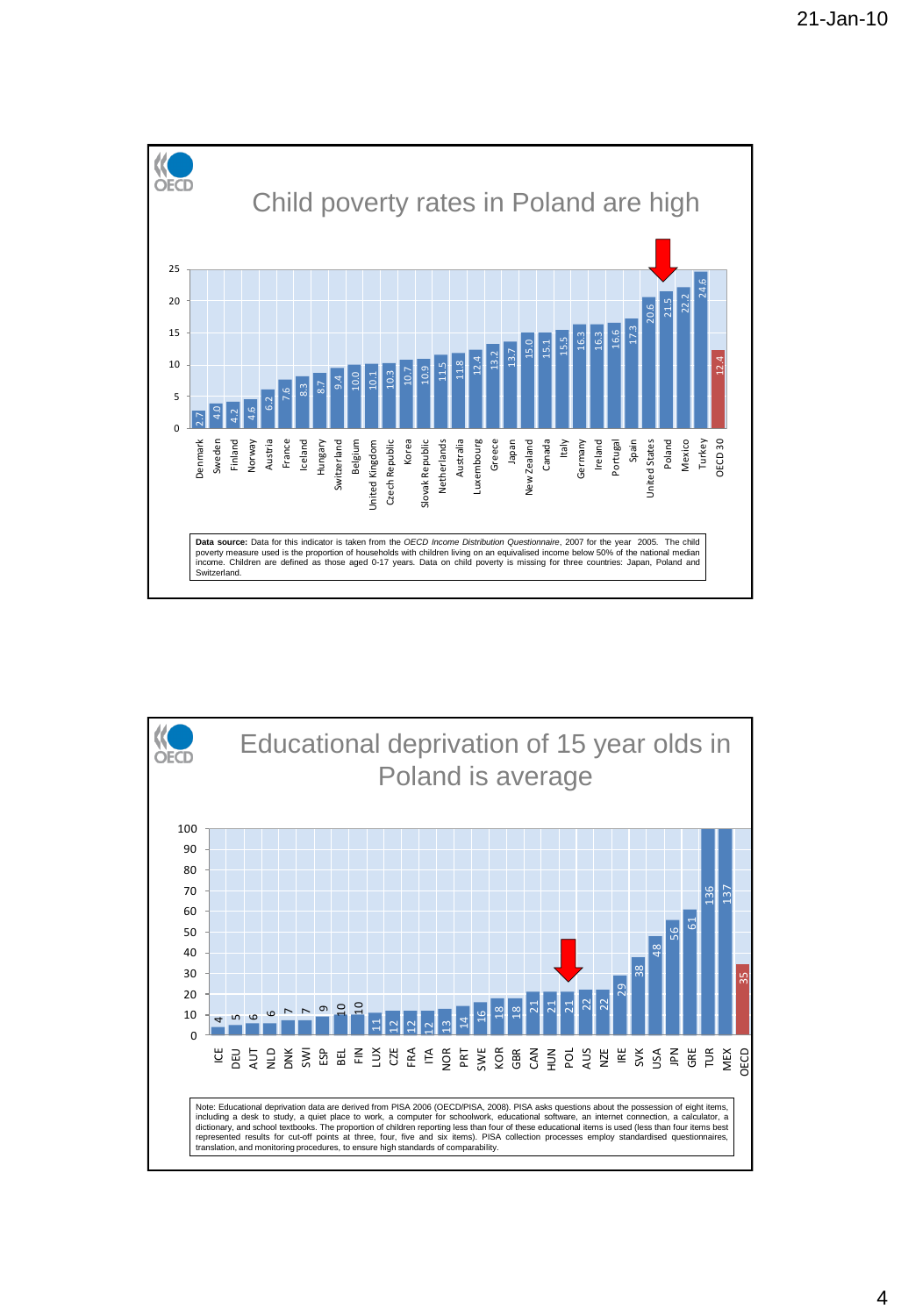## Child poverty rates in Poland are high

| Country | Child poverty rate |
|---|---|
| Denmark | 2.7 |
| Sweden | 4.0 |
| Finland | 4.2 |
| Norway | 4.6 |
| Austria | 6.2 |
| France | 7.6 |
| Iceland | 8.3 |
| Hungary | 8.7 |
| Switzerland | 9.4 |
| Belgium | 10.0 |
| United Kingdom | 10.1 |
| Czech Republic | 10.3 |
| Korea | 10.7 |
| Slovak Republic | 10.9 |
| Netherlands | 11.5 |
| Australia | 11.8 |
| Luxembourg | 12.4 |
| Greece | 13.2 |
| Japan | 13.7 |
| New Zealand | 15.0 |
| Canada | 15.1 |
| Italy | 15.5 |
| Germany | 16.3 |
| Ireland | 16.3 |
| Portugal | 16.6 |
| Spain | 17.3 |
| United States | 20.6 |
| Poland | 21.5 |
| Mexico | 22.2 |
| Turkey | 24.6 |
| OECD 30 | 12.4 |

**Data source:** Data for this indicator is taken from the *OECD Income Distribution Questionnaire*, 2007 for the year 2005. The child poverty measure used is the proportion of households with children living on an equivalised income below 50% of the national median income. Children are defined as those aged 0-17 years. Data on child poverty is missing for three countries: Japan, Poland and Switzerland.

## Educational deprivation of 15 year olds in Poland is average

| Country | Educational deprivation |
|---|---|
| ICE | 4 |
| DEU | 5 |
| AUT | 6 |
| NLD | 6 |
| DNK | 7 |
| SWI | 7 |
| ESP | 9 |
| BEL | 10 |
| FIN | 10 |
| LUX | 11 |
| CZE | 12 |
| FRA | 12 |
| ITA | 12 |
| NOR | 13 |
| PRT | 14 |
| SWE | 16 |
| KOR | 18 |
| GBR | 18 |
| CAN | 21 |
| HUN | 21 |
| POL | 21 |
| AUS | 22 |
| NZE | 22 |
| IRE | 29 |
| SVK | 38 |
| USA | 48 |
| JPN | 56 |
| GRE | 61 |
| TUR | 136 |
| MEX | 137 |
| OECD | 35 |

Note: Educational deprivation data are derived from PISA 2006 (OECD/PISA, 2008). PISA asks questions about the possession of eight items, including a desk to study, a quiet place to work, a computer for schoolwork, educational software, an internet connection, a calculator, a dictionary, and school textbooks. The proportion of children reporting less than four of these educational items is used (less than four items best represented results for cut-off points at three, four, five and six items). PISA collection processes employ standardised questionnaires, translation, and monitoring procedures, to ensure high standards of comparability.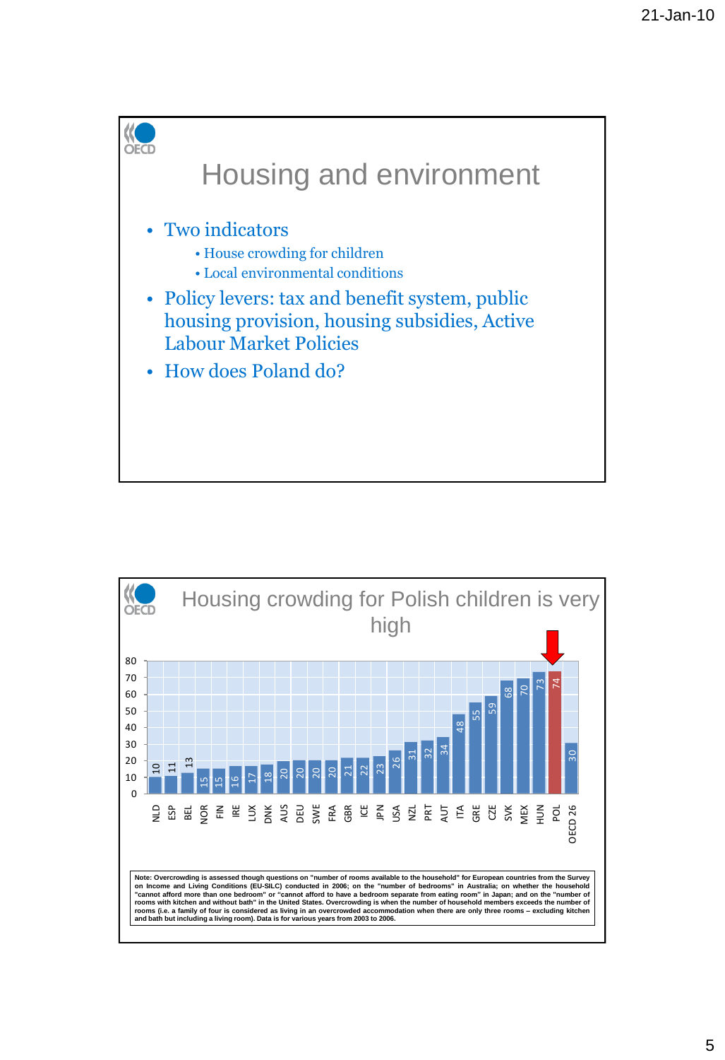# Housing and environment

- Two indicators
  - House crowding for children
  - Local environmental conditions
- Policy levers: tax and benefit system, public housing provision, housing subsidies, Active Labour Market Policies
- How does Poland do?

# Housing crowding for Polish children is very high

| Country | Value |
|---|---|
| NLD | 10 |
| ESP | 11 |
| BEL | 13 |
| NOR | 15 |
| FIN | 15 |
| IRE | 16 |
| LUX | 17 |
| DNK | 18 |
| AUS | 20 |
| DEU | 20 |
| SWE | 20 |
| FRA | 20 |
| GBR | 21 |
| ICE | 22 |
| JPN | 23 |
| USA | 26 |
| NZL | 31 |
| PRT | 32 |
| AUT | 34 |
| ITA | 48 |
| GRE | 55 |
| CZE | 59 |
| SVK | 68 |
| MEX | 70 |
| HUN | 73 |
| POL | 74 |
| OECD 26 | 30 |

**Note: Overcrowding is assessed though questions on "number of rooms available to the household" for European countries from the Survey on Income and Living Conditions (EU-SILC) conducted in 2006; on the "number of bedrooms" in Australia; on whether the household "cannot afford more than one bedroom" or "cannot afford to have a bedroom separate from eating room" in Japan; and on the "number of rooms with kitchen and without bath" in the United States. Overcrowding is when the number of household members exceeds the number of rooms (i.e. a family of four is considered as living in an overcrowded accommodation when there are only three rooms – excluding kitchen and bath but including a living room). Data is for various years from 2003 to 2006.**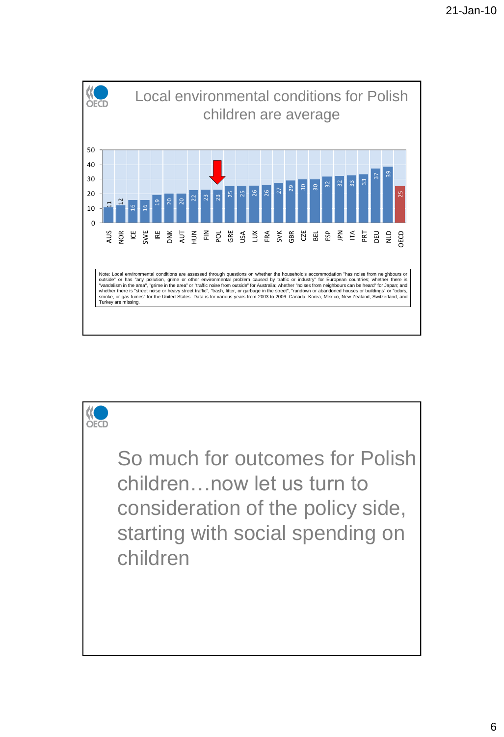## Local environmental conditions for Polish children are average

| Country | Value |
|---|---|
| AUS | 11 |
| NOR | 12 |
| ICE | 16 |
| SWE | 16 |
| IRE | 19 |
| DNK | 20 |
| AUT | 20 |
| HUN | 22 |
| FIN | 23 |
| POL | 23 |
| GRE | 25 |
| USA | 25 |
| LUX | 26 |
| FRA | 26 |
| SVK | 27 |
| GBR | 29 |
| CZE | 30 |
| BEL | 30 |
| ESP | 32 |
| JPN | 32 |
| ITA | 33 |
| PRT | 33 |
| DEU | 37 |
| NLD | 39 |
| OECD | 25 |

Note: Local environmental conditions are assessed through questions on whether the household's accommodation "has noise from neighbours or outside" or has "any pollution, grime or other environmental problem caused by traffic or industry" for European countries; whether there is "vandalism in the area", "grime in the area" or "traffic noise from outside" for Australia; whether "noises from neighbours can be heard" for Japan; and whether there is "street noise or heavy street traffic", "trash, litter, or garbage in the street", "rundown or abandoned houses or buildings" or "odors, smoke, or gas fumes" for the United States. Data is for various years from 2003 to 2006. Canada, Korea, Mexico, New Zealand, Switzerland, and Turkey are missing.

So much for outcomes for Polish children…now let us turn to consideration of the policy side, starting with social spending on children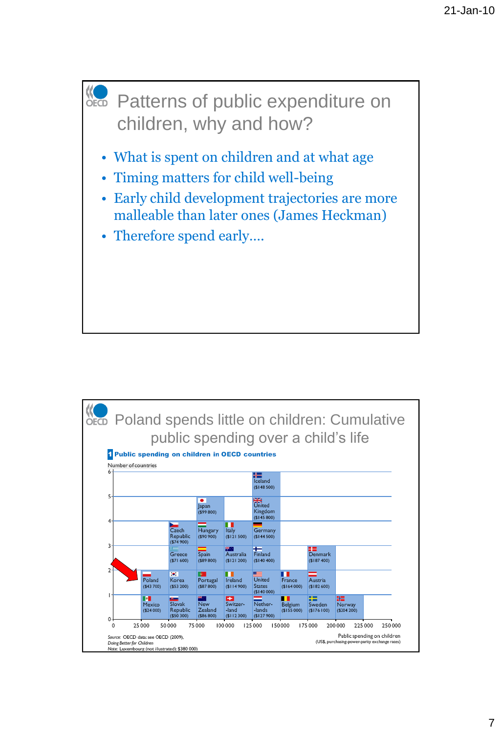## Patterns of public expenditure on children, why and how?

- What is spent on children and at what age
- Timing matters for child well-being
- Early child development trajectories are more malleable than later ones (James Heckman)
- Therefore spend early....

## Poland spends little on children: Cumulative public spending over a child's life

**1 Public spending on children in OECD countries**

Number of countries

| Public spending on children (US$, purchasing-power-parity exchange rates) | Countries |
| --- | --- |
| 0 – 25 000 | |
| 25 000 – 50 000 | Mexico ($24 000), Poland ($43 700) |
| 50 000 – 75 000 | Slovak Republic ($50 300), Korea ($53 200), Greece ($71 600), Czech Republic ($74 900) |
| 75 000 – 100 000 | New Zealand ($86 800), Portugal ($87 800), Spain ($89 800), Hungary ($90 900), Japan ($99 800) |
| 100 000 – 125 000 | Switzerland ($112 300), Ireland ($114 900), Australia ($121 200), Italy ($121 500) |
| 125 000 – 150 000 | Netherlands ($127 900), United States ($140 000), Finland ($140 400), Germany ($144 500), United Kingdom ($145 800), Iceland ($148 500) |
| 150 000 – 175 000 | Belgium ($155 000), France ($164 000) |
| 175 000 – 200 000 | Sweden ($176 100), Austria ($182 600), Denmark ($187 400) |
| 200 000 – 225 000 | Norway ($204 200) |
| 225 000 – 250 000 | |

Source: OECD data: see OECD (2009), *Doing Better for Children*
Note: Luxembourg (not illustrated): $380 000)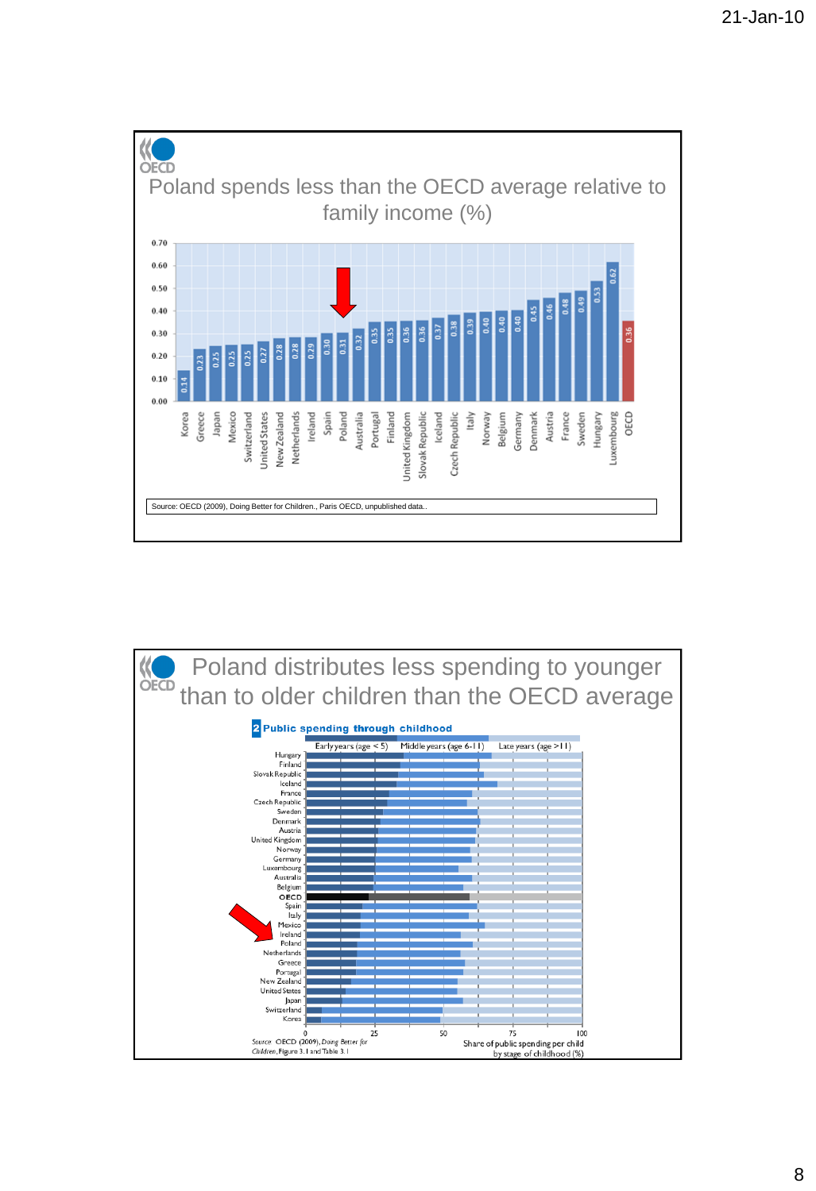## Poland spends less than the OECD average relative to family income (%)

| Country | Value |
|---|---|
| Korea | 0.14 |
| Greece | 0.23 |
| Japan | 0.25 |
| Mexico | 0.25 |
| Switzerland | 0.25 |
| United States | 0.27 |
| New Zealand | 0.28 |
| Netherlands | 0.28 |
| Ireland | 0.29 |
| Spain | 0.30 |
| Poland | 0.31 |
| Australia | 0.32 |
| Portugal | 0.35 |
| Finland | 0.35 |
| United Kingdom | 0.36 |
| Slovak Republic | 0.36 |
| Iceland | 0.37 |
| Czech Republic | 0.38 |
| Italy | 0.39 |
| Norway | 0.40 |
| Belgium | 0.40 |
| Germany | 0.40 |
| Denmark | 0.45 |
| Austria | 0.46 |
| France | 0.48 |
| Sweden | 0.49 |
| Hungary | 0.53 |
| Luxembourg | 0.62 |
| OECD | 0.36 |

Source: OECD (2009), Doing Better for Children., Paris OECD, unpublished data..

## Poland distributes less spending to younger than to older children than the OECD average

**2 Public spending through childhood**

Early years (age < 5) | Middle years (age 6-11) | Late years (age > 11)

Countries (top to bottom): Hungary, Finland, Slovak Republic, Iceland, France, Czech Republic, Sweden, Denmark, Austria, United Kingdom, Norway, Germany, Luxembourg, Australia, Belgium, OECD, Spain, Italy, Mexico, Ireland, Poland, Netherlands, Greece, Portugal, New Zealand, United States, Japan, Switzerland, Korea

Share of public spending per child by stage of childhood (%)

Source: OECD (2009), *Doing Better for Children*, Figure 3.1 and Table 3.1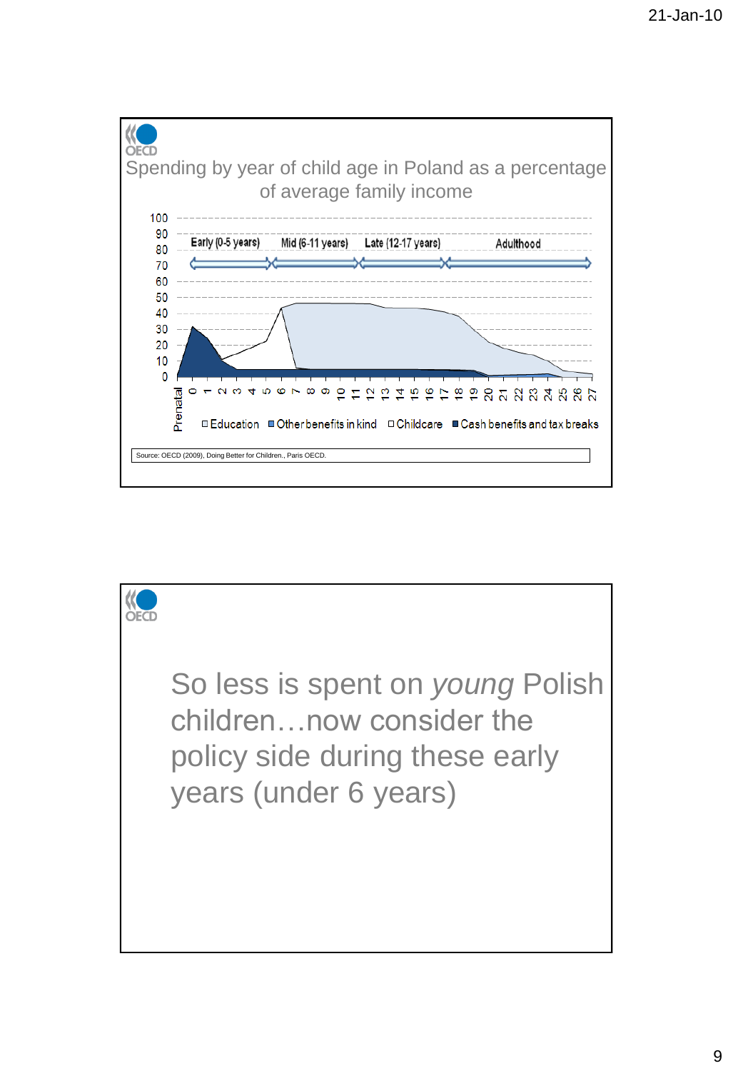## Spending by year of child age in Poland as a percentage of average family income

Early (0-5 years) | Mid (6-11 years) | Late (12-17 years) | Adulthood

Prenatal, 0, 1, 2, 3, 4, 5, 6, 7, 8, 9, 10, 11, 12, 13, 14, 15, 16, 17, 18, 19, 20, 21, 22, 23, 24, 25, 26, 27

□ Education ■ Other benefits in kind □ Childcare ■ Cash benefits and tax breaks

Source: OECD (2009), Doing Better for Children., Paris OECD.

---

So less is spent on *young* Polish children…now consider the policy side during these early years (under 6 years)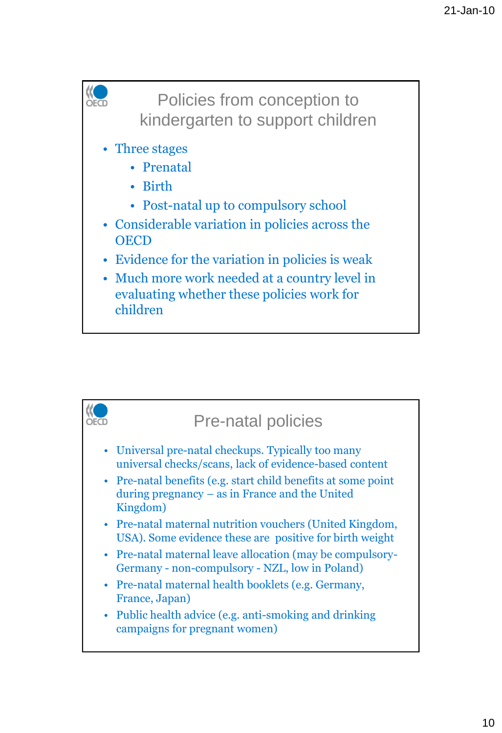## Policies from conception to kindergarten to support children

- Three stages
  - Prenatal
  - Birth
  - Post-natal up to compulsory school
- Considerable variation in policies across the OECD
- Evidence for the variation in policies is weak
- Much more work needed at a country level in evaluating whether these policies work for children

## Pre-natal policies

- Universal pre-natal checkups. Typically too many universal checks/scans, lack of evidence-based content
- Pre-natal benefits (e.g. start child benefits at some point during pregnancy – as in France and the United Kingdom)
- Pre-natal maternal nutrition vouchers (United Kingdom, USA). Some evidence these are positive for birth weight
- Pre-natal maternal leave allocation (may be compulsory- Germany - non-compulsory - NZL, low in Poland)
- Pre-natal maternal health booklets (e.g. Germany, France, Japan)
- Public health advice (e.g. anti-smoking and drinking campaigns for pregnant women)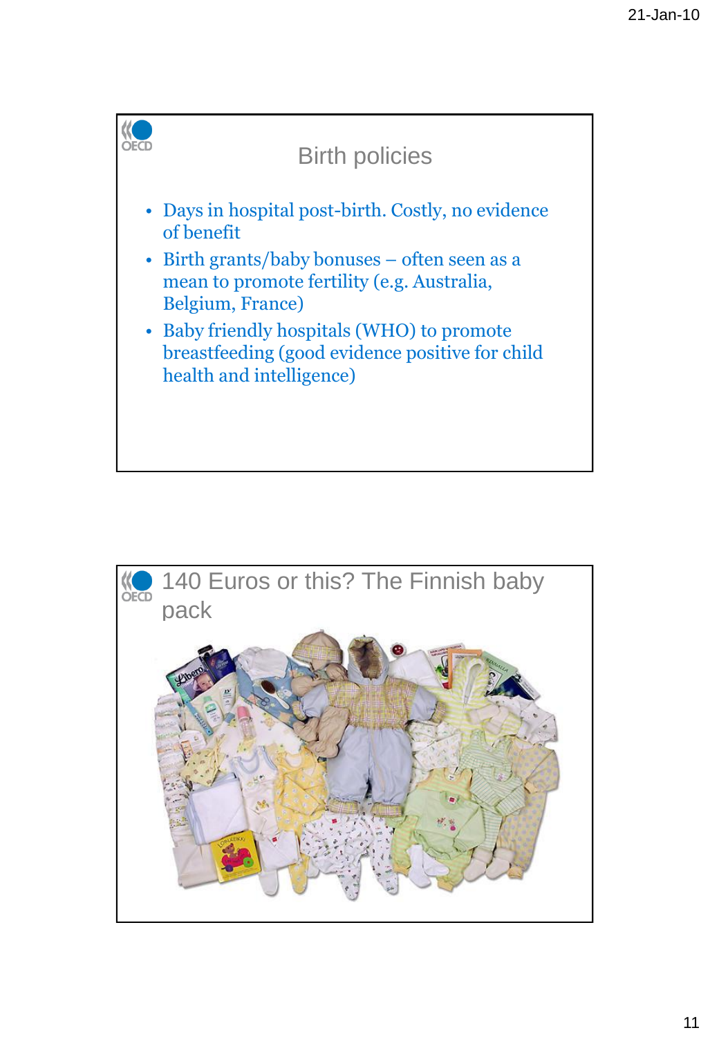## Birth policies

- Days in hospital post-birth. Costly, no evidence of benefit
- Birth grants/baby bonuses – often seen as a mean to promote fertility (e.g. Australia, Belgium, France)
- Baby friendly hospitals (WHO) to promote breastfeeding (good evidence positive for child health and intelligence)

## 140 Euros or this? The Finnish baby pack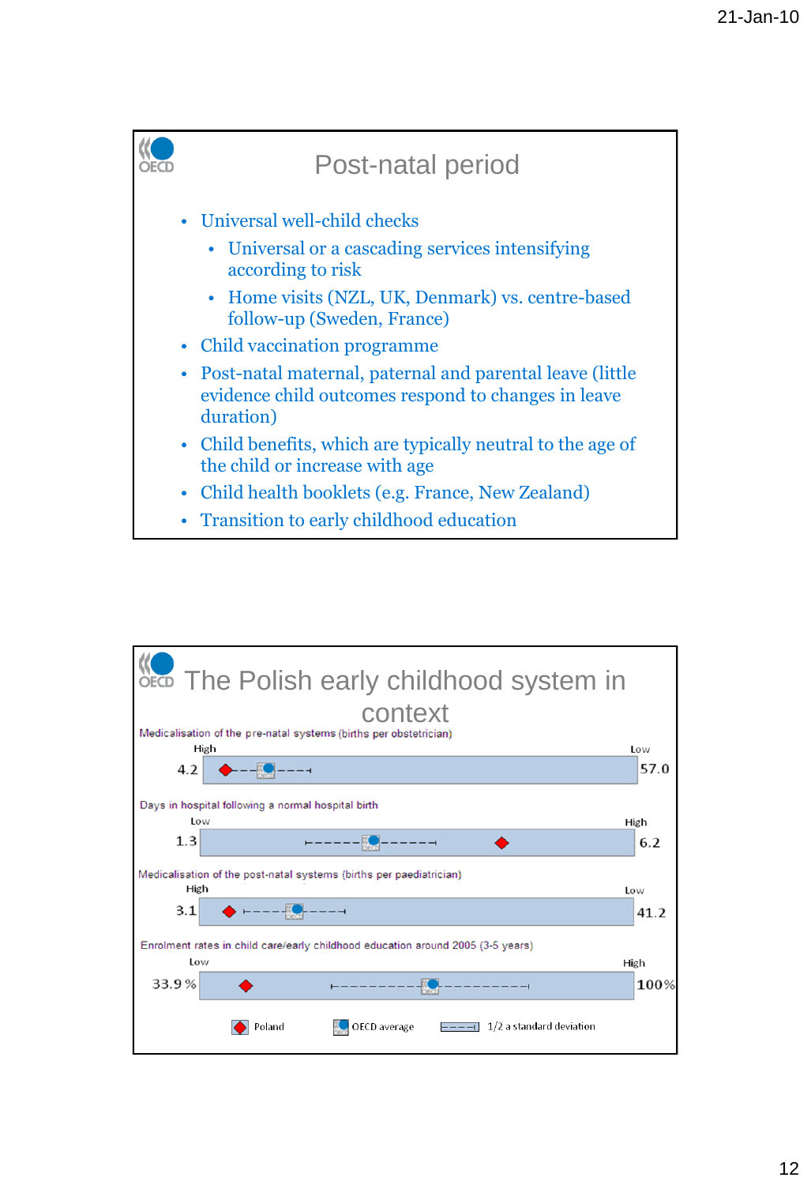## Post-natal period

- Universal well-child checks
  - Universal or a cascading services intensifying according to risk
  - Home visits (NZL, UK, Denmark) vs. centre-based follow-up (Sweden, France)
- Child vaccination programme
- Post-natal maternal, paternal and parental leave (little evidence child outcomes respond to changes in leave duration)
- Child benefits, which are typically neutral to the age of the child or increase with age
- Child health booklets (e.g. France, New Zealand)
- Transition to early childhood education

## The Polish early childhood system in context

Medicalisation of the pre-natal systems (births per obstetrician)

High 4.2 — Low 57.0

Days in hospital following a normal hospital birth

Low 1.3 — High 6.2

Medicalisation of the post-natal systems (births per paediatrician)

High 3.1 — Low 41.2

Enrolment rates in child care/early childhood education around 2005 (3-5 years)

Low 33.9 % — High 100%

Poland | OECD average | 1/2 a standard deviation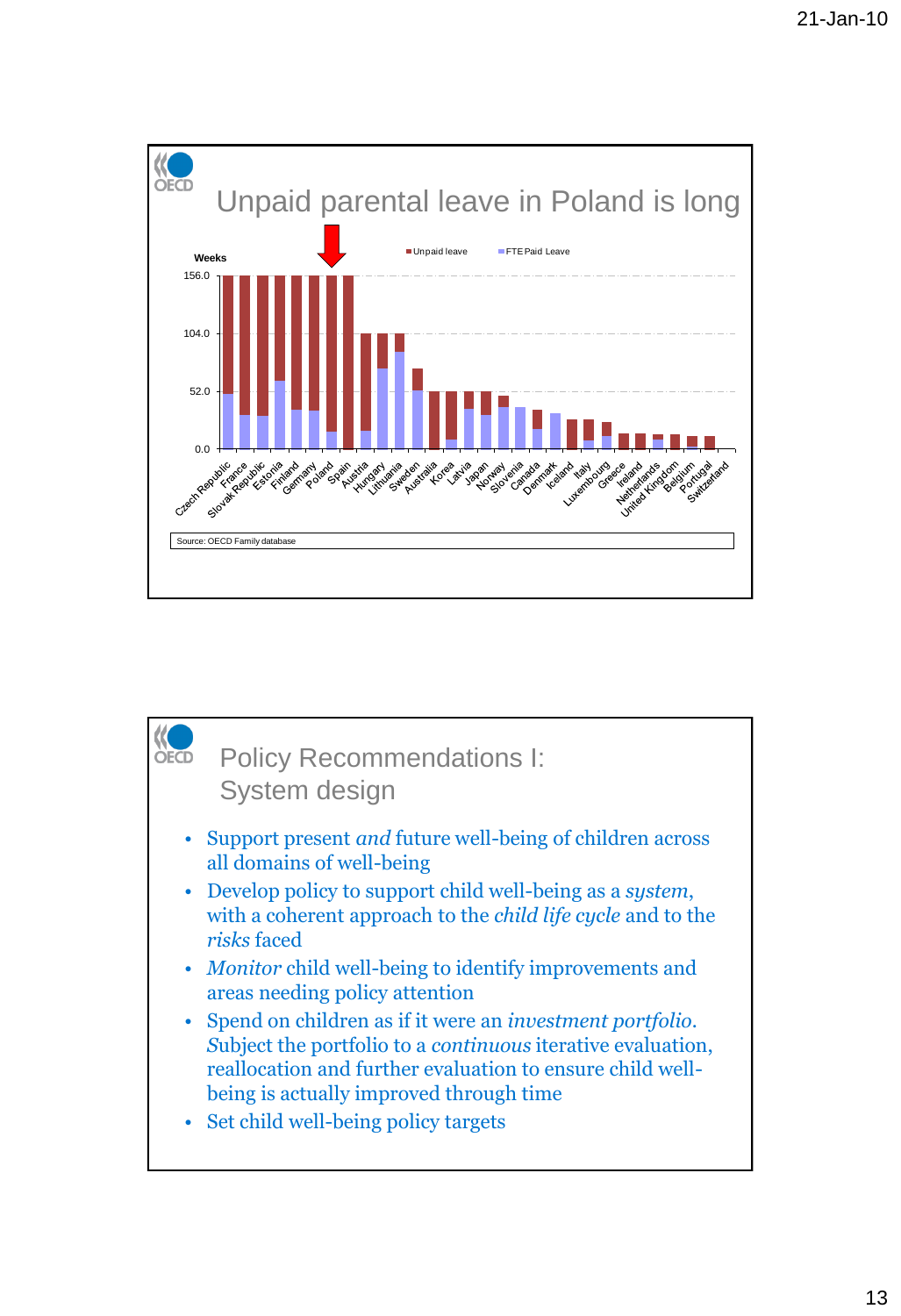## Unpaid parental leave in Poland is long

Weeks

Unpaid leave | FTE Paid Leave

156.0

104.0

52.0

0.0

Czech Republic, France, Slovak Republic, Estonia, Finland, Germany, Poland, Spain, Austria, Hungary, Lithuania, Sweden, Australia, Korea, Latvia, Japan, Norway, Slovenia, Canada, Denmark, Iceland, Italy, Luxembourg, Greece, Ireland, Netherlands, United Kingdom, Belgium, Portugal, Switzerland

Source: OECD Family database

## Policy Recommendations I: System design

- Support present *and* future well-being of children across all domains of well-being
- Develop policy to support child well-being as a *system*, with a coherent approach to the *child life cycle* and to the *risks* faced
- *Monitor* child well-being to identify improvements and areas needing policy attention
- Spend on children as if it were an *investment portfolio. S*ubject the portfolio to a *continuous* iterative evaluation, reallocation and further evaluation to ensure child well-being is actually improved through time
- Set child well-being policy targets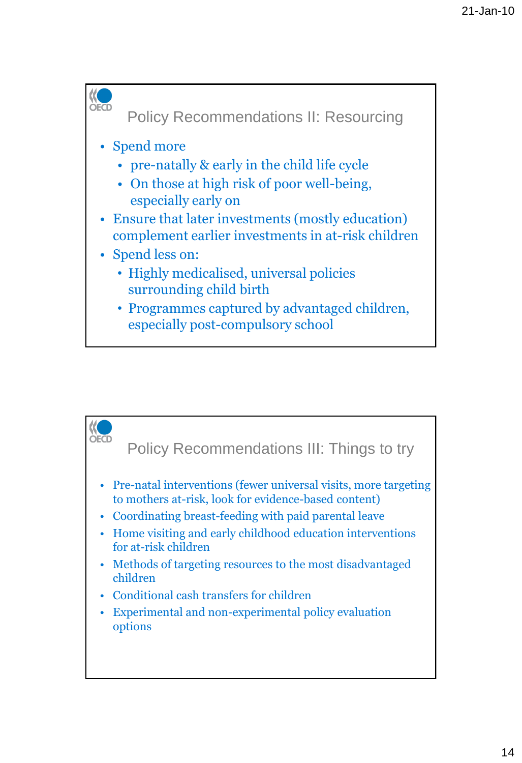## Policy Recommendations II: Resourcing

- Spend more
  - pre-natally & early in the child life cycle
  - On those at high risk of poor well-being, especially early on
- Ensure that later investments (mostly education) complement earlier investments in at-risk children
- Spend less on:
  - Highly medicalised, universal policies surrounding child birth
  - Programmes captured by advantaged children, especially post-compulsory school

## Policy Recommendations III: Things to try

- Pre-natal interventions (fewer universal visits, more targeting to mothers at-risk, look for evidence-based content)
- Coordinating breast-feeding with paid parental leave
- Home visiting and early childhood education interventions for at-risk children
- Methods of targeting resources to the most disadvantaged children
- Conditional cash transfers for children
- Experimental and non-experimental policy evaluation options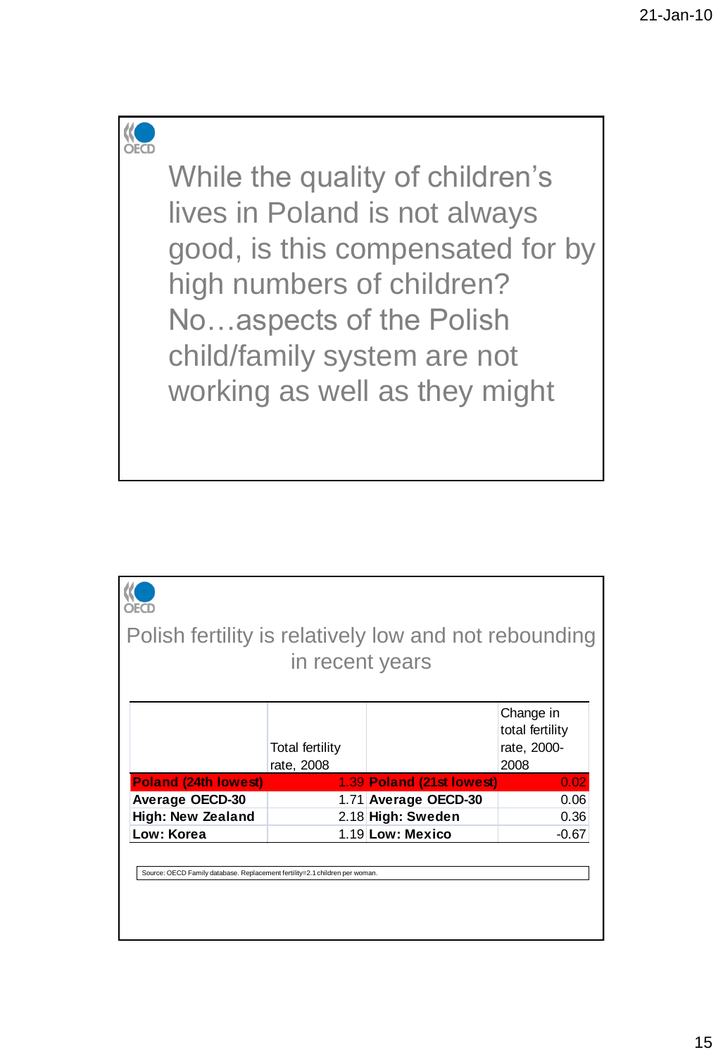While the quality of children's lives in Poland is not always good, is this compensated for by high numbers of children? No…aspects of the Polish child/family system are not working as well as they might

## Polish fertility is relatively low and not rebounding in recent years

| | Total fertility rate, 2008 | | Change in total fertility rate, 2000-2008 |
|---|---|---|---|
| **Poland (24th lowest)** | 1.39 | **Poland (21st lowest)** | 0.02 |
| **Average OECD-30** | 1.71 | **Average OECD-30** | 0.06 |
| **High: New Zealand** | 2.18 | **High: Sweden** | 0.36 |
| **Low: Korea** | 1.19 | **Low: Mexico** | -0.67 |

Source: OECD Family database. Replacement fertility=2.1 children per woman.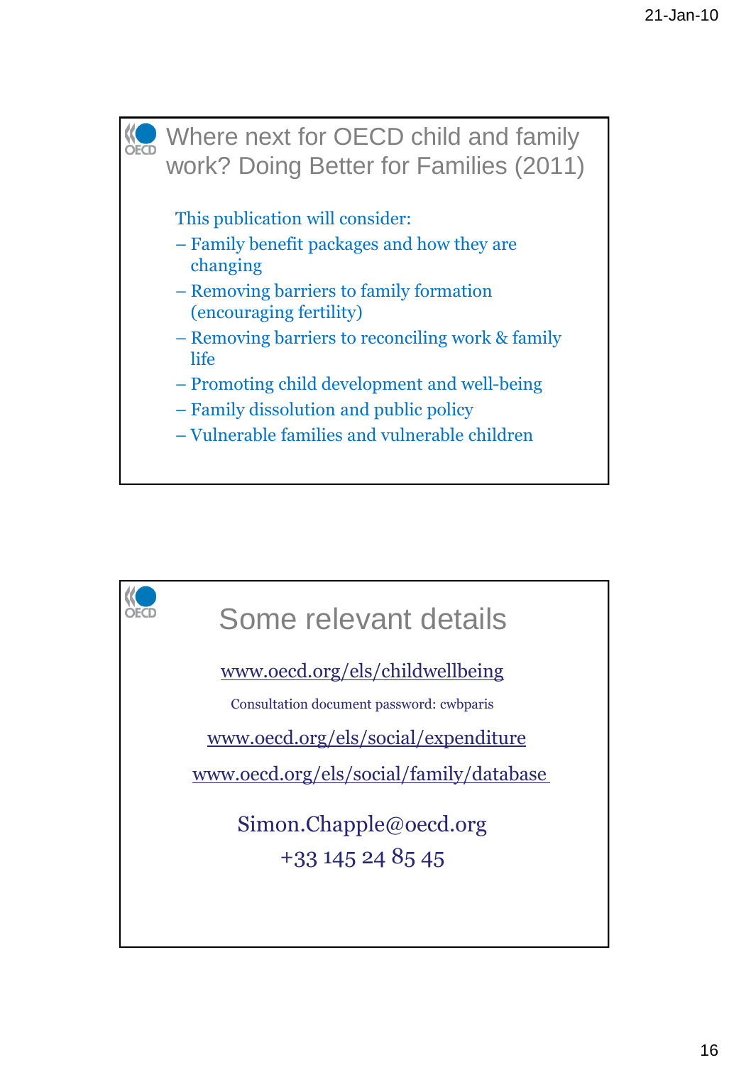## Where next for OECD child and family work? Doing Better for Families (2011)

This publication will consider:

- Family benefit packages and how they are changing
- Removing barriers to family formation (encouraging fertility)
- Removing barriers to reconciling work & family life
- Promoting child development and well-being
- Family dissolution and public policy
- Vulnerable families and vulnerable children

## Some relevant details

www.oecd.org/els/childwellbeing

Consultation document password: cwbparis

www.oecd.org/els/social/expenditure

www.oecd.org/els/social/family/database

Simon.Chapple@oecd.org

+33 145 24 85 45